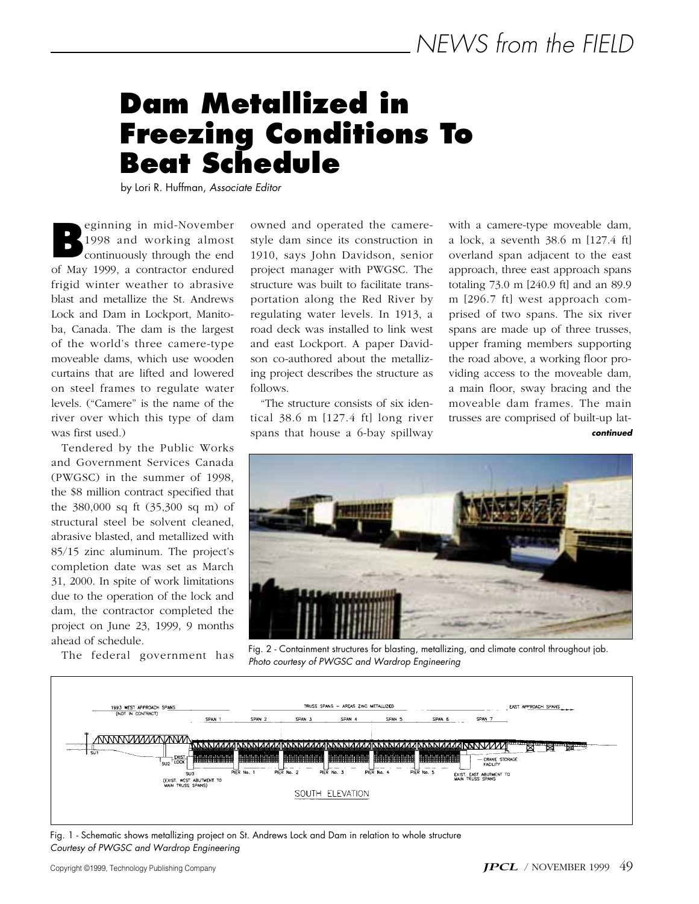# Dam Metallized in Freezing Conditions To Beat Schedule

by Lori R. Huffman, *Associate Editor*

Beginning in mid-November 1998 and working almost continuously through the end of May 1999, a contractor endured frigid winter weather to abrasive blast and metallize the St. Andrews Lock and Dam in Lockport, Manitoba, Canada. The dam is the largest of the world's three camere-type moveable dams, which use wooden curtains that are lifted and lowered on steel frames to regulate water levels. ("Camere" is the name of the river over which this type of dam was first used.)

Tendered by the Public Works and Government Services Canada (PWGSC) in the summer of 1998, the $8 million contract specified that the 380,000 sq ft (35,300 sq m) of structural steel be solvent cleaned, abrasive blasted, and metallized with 85/15 zinc aluminum. The project's completion date was set as March 31, 2000. In spite of work limitations due to the operation of the lock and dam, the contractor completed the project on June 23, 1999, 9 months ahead of schedule.

The federal government has owned and operated the camere-style dam since its construction in 1910, says John Davidson, senior project manager with PWGSC. The structure was built to facilitate transportation along the Red River by regulating water levels. In 1913, a road deck was installed to link west and east Lockport. A paper Davidson co-authored about the metallizing project describes the structure as follows.

"The structure consists of six identical 38.6 m [127.4 ft] long river spans that house a 6-bay spillway with a camere-type moveable dam, a lock, a seventh 38.6 m [127.4 ft] overland span adjacent to the east approach, three east approach spans totaling 73.0 m [240.9 ft] and an 89.9 m [296.7 ft] west approach comprised of two spans. The six river spans are made up of three trusses, upper framing members supporting the road above, a working floor providing access to the moveable dam, a main floor, sway bracing and the moveable dam frames. The main trusses are comprised of built-up lat-

***continued***

Fig. 2 - Containment structures for blasting, metallizing, and climate control throughout job.
*Photo courtesy of PWGSC and Wardrop Engineering*

Fig. 1 - Schematic shows metallizing project on St. Andrews Lock and Dam in relation to whole structure
*Courtesy of PWGSC and Wardrop Engineering*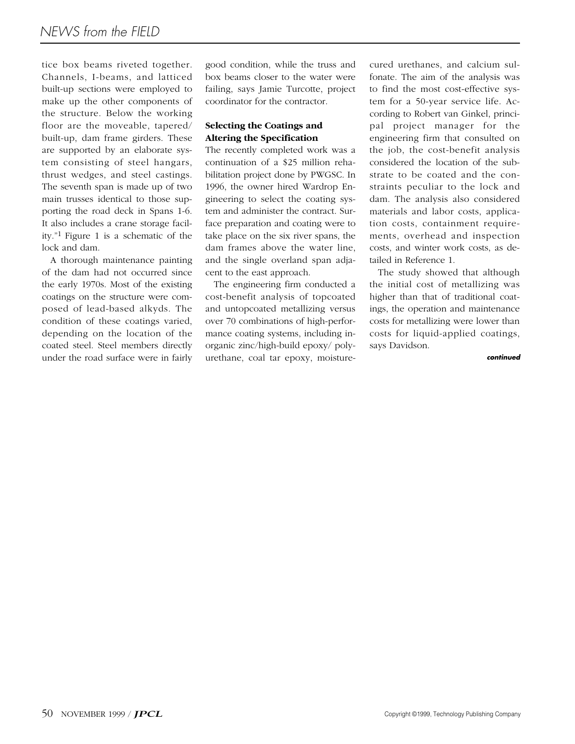tice box beams riveted together. Channels, I-beams, and latticed built-up sections were employed to make up the other components of the structure. Below the working floor are the moveable, tapered/ built-up, dam frame girders. These are supported by an elaborate system consisting of steel hangars, thrust wedges, and steel castings. The seventh span is made up of two main trusses identical to those supporting the road deck in Spans 1-6. It also includes a crane storage facility."[1] Figure 1 is a schematic of the lock and dam.

A thorough maintenance painting of the dam had not occurred since the early 1970s. Most of the existing coatings on the structure were composed of lead-based alkyds. The condition of these coatings varied, depending on the location of the coated steel. Steel members directly under the road surface were in fairly good condition, while the truss and box beams closer to the water were failing, says Jamie Turcotte, project coordinator for the contractor.

### Selecting the Coatings and Altering the Specification

The recently completed work was a continuation of a $25 million rehabilitation project done by PWGSC. In 1996, the owner hired Wardrop Engineering to select the coating system and administer the contract. Surface preparation and coating were to take place on the six river spans, the dam frames above the water line, and the single overland span adjacent to the east approach.

The engineering firm conducted a cost-benefit analysis of topcoated and untopcoated metallizing versus over 70 combinations of high-performance coating systems, including inorganic zinc/high-build epoxy/ polyurethane, coal tar epoxy, moisture-cured urethanes, and calcium sulfonate. The aim of the analysis was to find the most cost-effective system for a 50-year service life. According to Robert van Ginkel, principal project manager for the engineering firm that consulted on the job, the cost-benefit analysis considered the location of the substrate to be coated and the constraints peculiar to the lock and dam. The analysis also considered materials and labor costs, application costs, containment requirements, overhead and inspection costs, and winter work costs, as detailed in Reference 1.

The study showed that although the initial cost of metallizing was higher than that of traditional coatings, the operation and maintenance costs for metallizing were lower than costs for liquid-applied coatings, says Davidson.

***continued***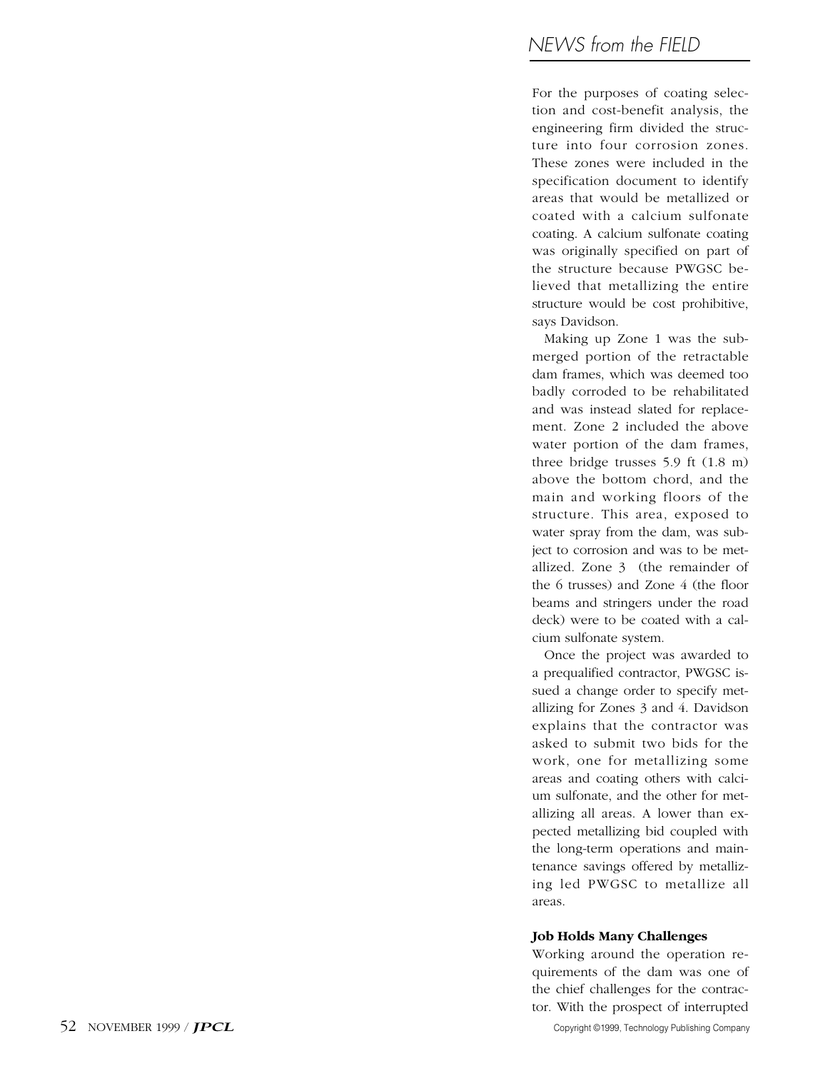For the purposes of coating selection and cost-benefit analysis, the engineering firm divided the structure into four corrosion zones. These zones were included in the specification document to identify areas that would be metallized or coated with a calcium sulfonate coating. A calcium sulfonate coating was originally specified on part of the structure because PWGSC believed that metallizing the entire structure would be cost prohibitive, says Davidson.

Making up Zone 1 was the submerged portion of the retractable dam frames, which was deemed too badly corroded to be rehabilitated and was instead slated for replacement. Zone 2 included the above water portion of the dam frames, three bridge trusses 5.9 ft (1.8 m) above the bottom chord, and the main and working floors of the structure. This area, exposed to water spray from the dam, was subject to corrosion and was to be metallized. Zone 3 (the remainder of the 6 trusses) and Zone 4 (the floor beams and stringers under the road deck) were to be coated with a calcium sulfonate system.

Once the project was awarded to a prequalified contractor, PWGSC issued a change order to specify metallizing for Zones 3 and 4. Davidson explains that the contractor was asked to submit two bids for the work, one for metallizing some areas and coating others with calcium sulfonate, and the other for metallizing all areas. A lower than expected metallizing bid coupled with the long-term operations and maintenance savings offered by metallizing led PWGSC to metallize all areas.

### Job Holds Many Challenges

Working around the operation requirements of the dam was one of the chief challenges for the contractor. With the prospect of interrupted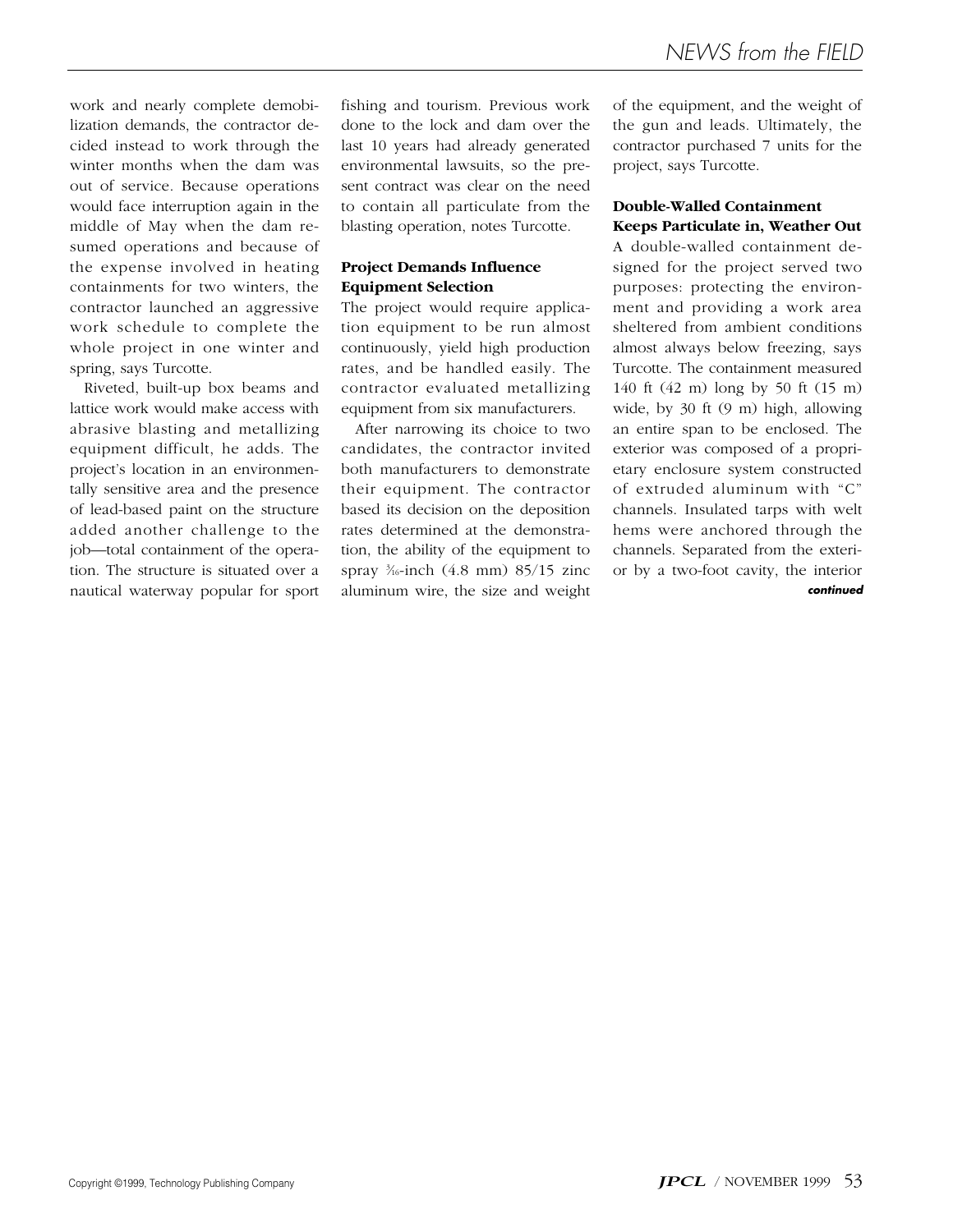work and nearly complete demobilization demands, the contractor decided instead to work through the winter months when the dam was out of service. Because operations would face interruption again in the middle of May when the dam resumed operations and because of the expense involved in heating containments for two winters, the contractor launched an aggressive work schedule to complete the whole project in one winter and spring, says Turcotte.

Riveted, built-up box beams and lattice work would make access with abrasive blasting and metallizing equipment difficult, he adds. The project's location in an environmentally sensitive area and the presence of lead-based paint on the structure added another challenge to the job—total containment of the operation. The structure is situated over a nautical waterway popular for sport fishing and tourism. Previous work done to the lock and dam over the last 10 years had already generated environmental lawsuits, so the present contract was clear on the need to contain all particulate from the blasting operation, notes Turcotte.

### Project Demands Influence Equipment Selection

The project would require application equipment to be run almost continuously, yield high production rates, and be handled easily. The contractor evaluated metallizing equipment from six manufacturers.

After narrowing its choice to two candidates, the contractor invited both manufacturers to demonstrate their equipment. The contractor based its decision on the deposition rates determined at the demonstration, the ability of the equipment to spray 3⁄16-inch (4.8 mm) 85/15 zinc aluminum wire, the size and weight of the equipment, and the weight of the gun and leads. Ultimately, the contractor purchased 7 units for the project, says Turcotte.

### Double-Walled Containment Keeps Particulate in, Weather Out

A double-walled containment designed for the project served two purposes: protecting the environment and providing a work area sheltered from ambient conditions almost always below freezing, says Turcotte. The containment measured 140 ft (42 m) long by 50 ft (15 m) wide, by 30 ft (9 m) high, allowing an entire span to be enclosed. The exterior was composed of a proprietary enclosure system constructed of extruded aluminum with "C" channels. Insulated tarps with welt hems were anchored through the channels. Separated from the exterior by a two-foot cavity, the interior

***continued***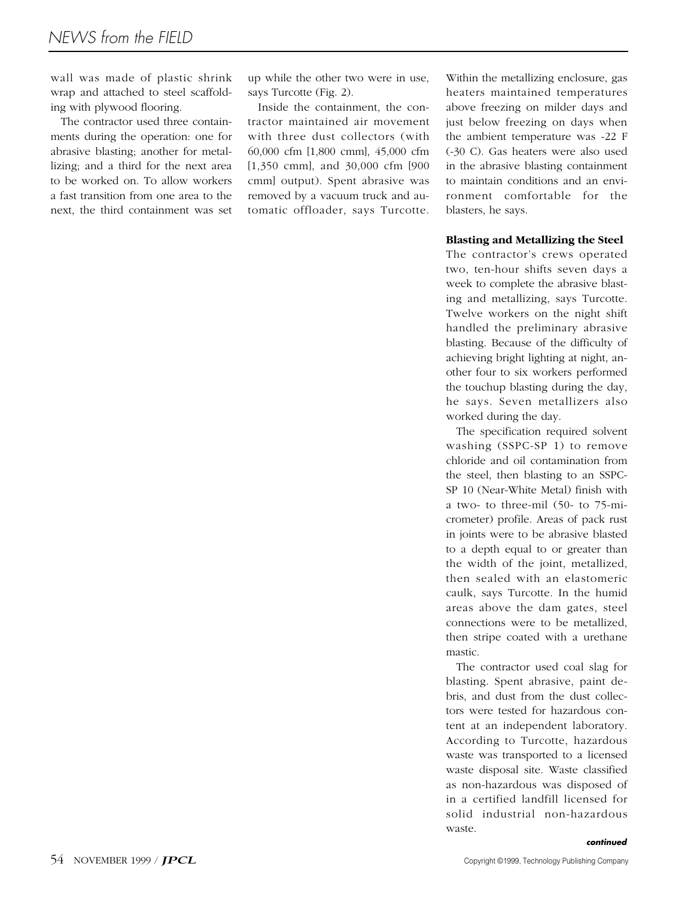wall was made of plastic shrink wrap and attached to steel scaffolding with plywood flooring.

The contractor used three containments during the operation: one for abrasive blasting; another for metallizing; and a third for the next area to be worked on. To allow workers a fast transition from one area to the next, the third containment was set up while the other two were in use, says Turcotte (Fig. 2).

Inside the containment, the contractor maintained air movement with three dust collectors (with 60,000 cfm [1,800 cmm], 45,000 cfm [1,350 cmm], and 30,000 cfm [900 cmm] output). Spent abrasive was removed by a vacuum truck and automatic offloader, says Turcotte. Within the metallizing enclosure, gas heaters maintained temperatures above freezing on milder days and just below freezing on days when the ambient temperature was -22 F (-30 C). Gas heaters were also used in the abrasive blasting containment to maintain conditions and an environment comfortable for the blasters, he says.

**Blasting and Metallizing the Steel**

The contractor's crews operated two, ten-hour shifts seven days a week to complete the abrasive blasting and metallizing, says Turcotte. Twelve workers on the night shift handled the preliminary abrasive blasting. Because of the difficulty of achieving bright lighting at night, another four to six workers performed the touchup blasting during the day, he says. Seven metallizers also worked during the day.

The specification required solvent washing (SSPC-SP 1) to remove chloride and oil contamination from the steel, then blasting to an SSPC-SP 10 (Near-White Metal) finish with a two- to three-mil (50- to 75-micrometer) profile. Areas of pack rust in joints were to be abrasive blasted to a depth equal to or greater than the width of the joint, metallized, then sealed with an elastomeric caulk, says Turcotte. In the humid areas above the dam gates, steel connections were to be metallized, then stripe coated with a urethane mastic.

The contractor used coal slag for blasting. Spent abrasive, paint debris, and dust from the dust collectors were tested for hazardous content at an independent laboratory. According to Turcotte, hazardous waste was transported to a licensed waste disposal site. Waste classified as non-hazardous was disposed of in a certified landfill licensed for solid industrial non-hazardous waste.

*continued*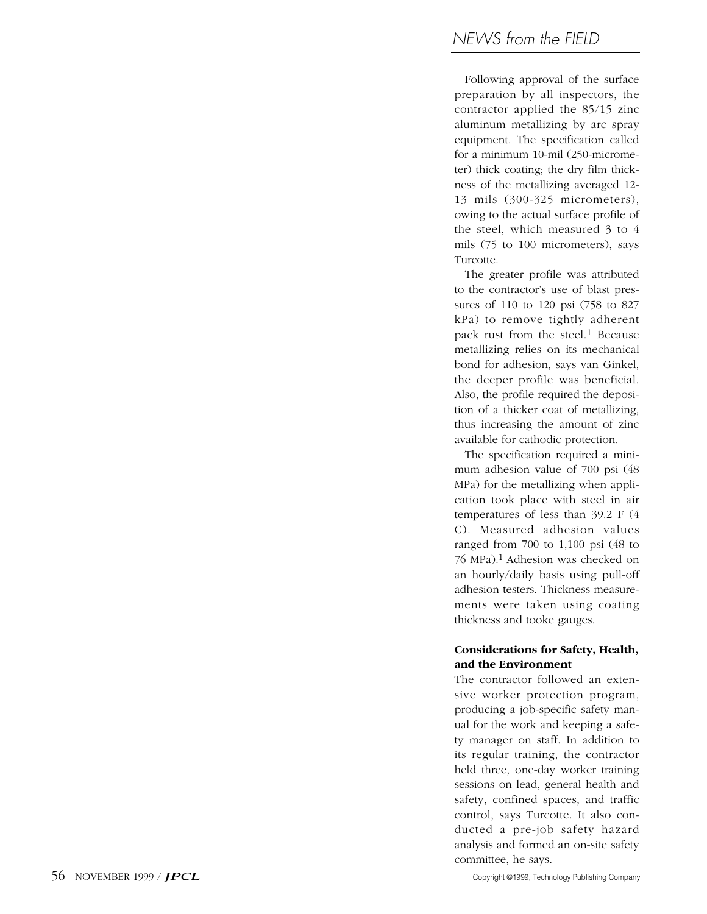Following approval of the surface preparation by all inspectors, the contractor applied the 85/15 zinc aluminum metallizing by arc spray equipment. The specification called for a minimum 10-mil (250-micrometer) thick coating; the dry film thickness of the metallizing averaged 12-13 mils (300-325 micrometers), owing to the actual surface profile of the steel, which measured 3 to 4 mils (75 to 100 micrometers), says Turcotte.

The greater profile was attributed to the contractor's use of blast pressures of 110 to 120 psi (758 to 827 kPa) to remove tightly adherent pack rust from the steel.[1] Because metallizing relies on its mechanical bond for adhesion, says van Ginkel, the deeper profile was beneficial. Also, the profile required the deposition of a thicker coat of metallizing, thus increasing the amount of zinc available for cathodic protection.

The specification required a minimum adhesion value of 700 psi (48 MPa) for the metallizing when application took place with steel in air temperatures of less than 39.2 F (4 C). Measured adhesion values ranged from 700 to 1,100 psi (48 to 76 MPa).[1] Adhesion was checked on an hourly/daily basis using pull-off adhesion testers. Thickness measurements were taken using coating thickness and tooke gauges.

**Considerations for Safety, Health, and the Environment**

The contractor followed an extensive worker protection program, producing a job-specific safety manual for the work and keeping a safety manager on staff. In addition to its regular training, the contractor held three, one-day worker training sessions on lead, general health and safety, confined spaces, and traffic control, says Turcotte. It also conducted a pre-job safety hazard analysis and formed an on-site safety committee, he says.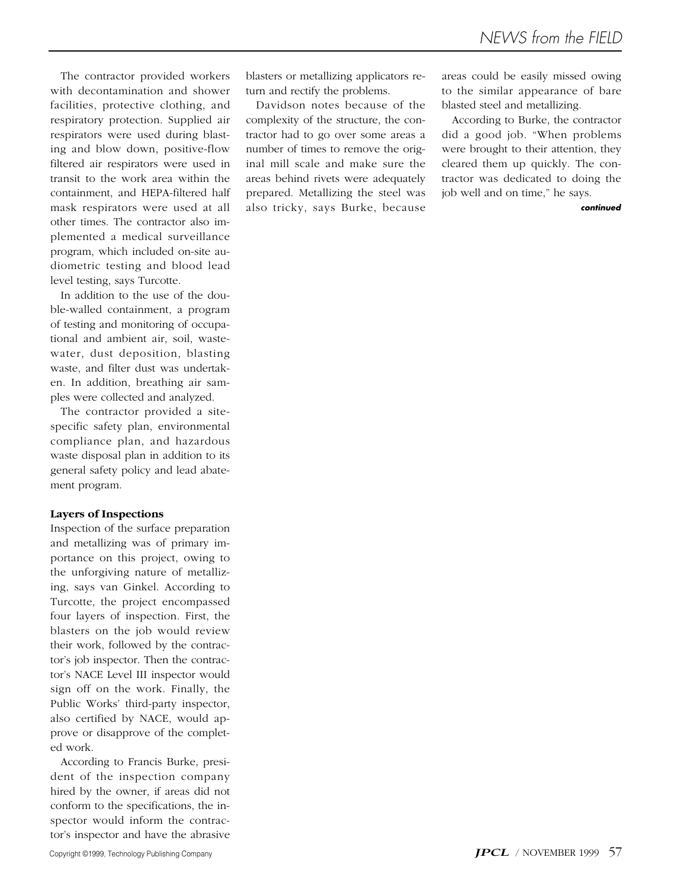The contractor provided workers with decontamination and shower facilities, protective clothing, and respiratory protection. Supplied air respirators were used during blasting and blow down, positive-flow filtered air respirators were used in transit to the work area within the containment, and HEPA-filtered half mask respirators were used at all other times. The contractor also implemented a medical surveillance program, which included on-site audiometric testing and blood lead level testing, says Turcotte.

In addition to the use of the double-walled containment, a program of testing and monitoring of occupational and ambient air, soil, wastewater, dust deposition, blasting waste, and filter dust was undertaken. In addition, breathing air samples were collected and analyzed.

The contractor provided a site-specific safety plan, environmental compliance plan, and hazardous waste disposal plan in addition to its general safety policy and lead abatement program.

**Layers of Inspections**

Inspection of the surface preparation and metallizing was of primary importance on this project, owing to the unforgiving nature of metallizing, says van Ginkel. According to Turcotte, the project encompassed four layers of inspection. First, the blasters on the job would review their work, followed by the contractor's job inspector. Then the contractor's NACE Level III inspector would sign off on the work. Finally, the Public Works' third-party inspector, also certified by NACE, would approve or disapprove of the completed work.

According to Francis Burke, president of the inspection company hired by the owner, if areas did not conform to the specifications, the inspector would inform the contractor's inspector and have the abrasive blasters or metallizing applicators return and rectify the problems.

Davidson notes because of the complexity of the structure, the contractor had to go over some areas a number of times to remove the original mill scale and make sure the areas behind rivets were adequately prepared. Metallizing the steel was also tricky, says Burke, because areas could be easily missed owing to the similar appearance of bare blasted steel and metallizing.

According to Burke, the contractor did a good job. "When problems were brought to their attention, they cleared them up quickly. The contractor was dedicated to doing the job well and on time," he says.

***continued***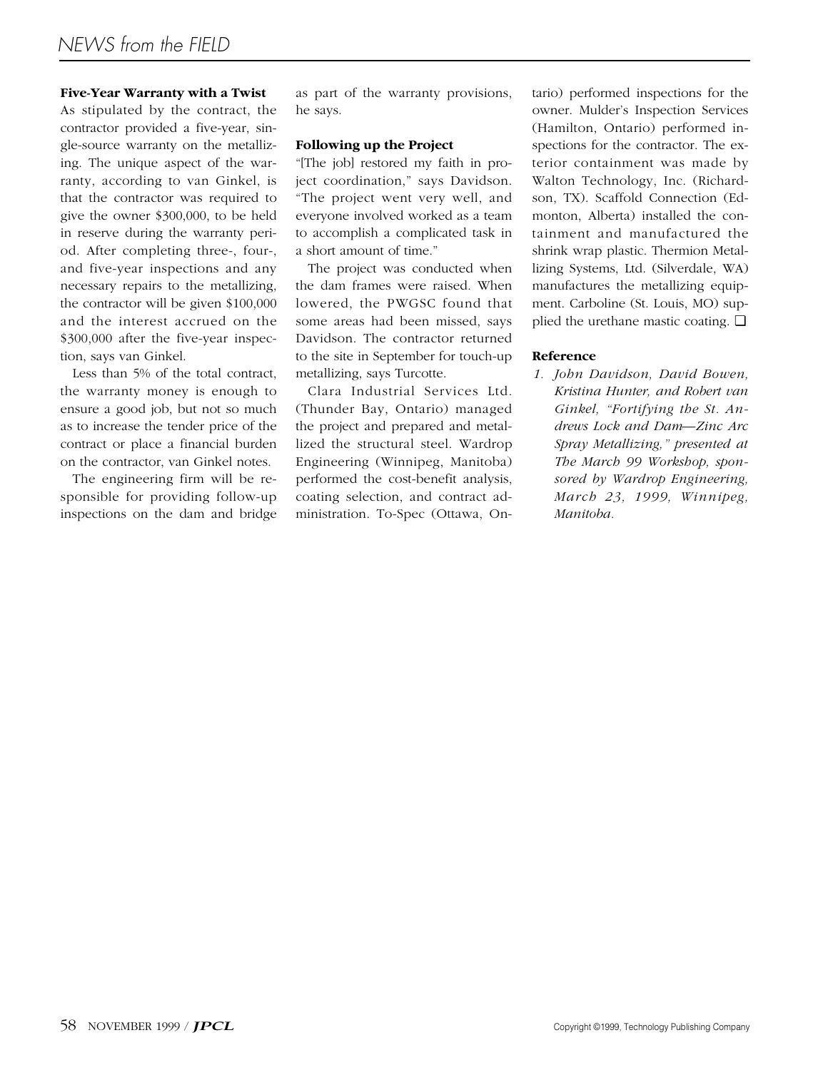### Five-Year Warranty with a Twist

As stipulated by the contract, the contractor provided a five-year, single-source warranty on the metallizing. The unique aspect of the warranty, according to van Ginkel, is that the contractor was required to give the owner $300,000, to be held in reserve during the warranty period. After completing three-, four-, and five-year inspections and any necessary repairs to the metallizing, the contractor will be given $100,000 and the interest accrued on the $300,000 after the five-year inspection, says van Ginkel.

Less than 5% of the total contract, the warranty money is enough to ensure a good job, but not so much as to increase the tender price of the contract or place a financial burden on the contractor, van Ginkel notes.

The engineering firm will be responsible for providing follow-up inspections on the dam and bridge as part of the warranty provisions, he says.

### Following up the Project

"[The job] restored my faith in project coordination," says Davidson. "The project went very well, and everyone involved worked as a team to accomplish a complicated task in a short amount of time."

The project was conducted when the dam frames were raised. When lowered, the PWGSC found that some areas had been missed, says Davidson. The contractor returned to the site in September for touch-up metallizing, says Turcotte.

Clara Industrial Services Ltd. (Thunder Bay, Ontario) managed the project and prepared and metallized the structural steel. Wardrop Engineering (Winnipeg, Manitoba) performed the cost-benefit analysis, coating selection, and contract administration. To-Spec (Ottawa, Ontario) performed inspections for the owner. Mulder's Inspection Services (Hamilton, Ontario) performed inspections for the contractor. The exterior containment was made by Walton Technology, Inc. (Richardson, TX). Scaffold Connection (Edmonton, Alberta) installed the containment and manufactured the shrink wrap plastic. Thermion Metallizing Systems, Ltd. (Silverdale, WA) manufactures the metallizing equipment. Carboline (St. Louis, MO) supplied the urethane mastic coating. ❑

### Reference

1. *John Davidson, David Bowen, Kristina Hunter, and Robert van Ginkel, "Fortifying the St. Andrews Lock and Dam—Zinc Arc Spray Metallizing," presented at The March 99 Workshop, sponsored by Wardrop Engineering, March 23, 1999, Winnipeg, Manitoba.*